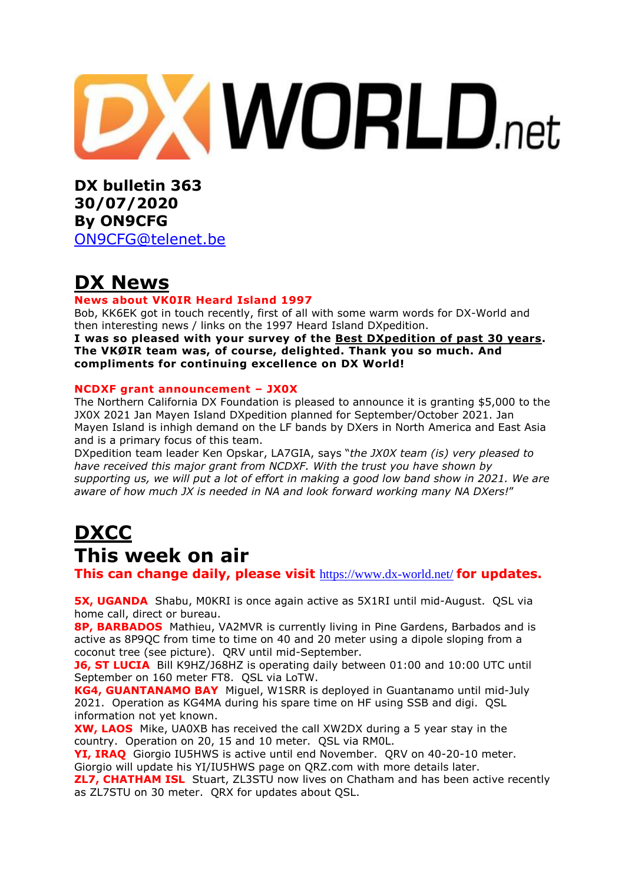DXWORLD.net

**DX bulletin 363**
**30/07/2020**
**By ON9CFG**
ON9CFG@telenet.be

# DX News

### News about VK0IR Heard Island 1997

Bob, KK6EK got in touch recently, first of all with some warm words for DX-World and then interesting news / links on the 1997 Heard Island DXpedition.
**I was so pleased with your survey of the Best DXpedition of past 30 years. The VKØIR team was, of course, delighted. Thank you so much. And compliments for continuing excellence on DX World!**

### NCDXF grant announcement – JX0X

The Northern California DX Foundation is pleased to announce it is granting $5,000 to the JX0X 2021 Jan Mayen Island DXpedition planned for September/October 2021. Jan Mayen Island is inhigh demand on the LF bands by DXers in North America and East Asia and is a primary focus of this team.
DXpedition team leader Ken Opskar, LA7GIA, says "*the JX0X team (is) very pleased to have received this major grant from NCDXF. With the trust you have shown by supporting us, we will put a lot of effort in making a good low band show in 2021. We are aware of how much JX is needed in NA and look forward working many NA DXers!*"

# DXCC

## This week on air

**This can change daily, please visit https://www.dx-world.net/ for updates.**

**5X, UGANDA** Shabu, M0KRI is once again active as 5X1RI until mid-August. QSL via home call, direct or bureau.
**8P, BARBADOS** Mathieu, VA2MVR is currently living in Pine Gardens, Barbados and is active as 8P9QC from time to time on 40 and 20 meter using a dipole sloping from a coconut tree (see picture). QRV until mid-September.
**J6, ST LUCIA** Bill K9HZ/J68HZ is operating daily between 01:00 and 10:00 UTC until September on 160 meter FT8. QSL via LoTW.
**KG4, GUANTANAMO BAY** Miguel, W1SRR is deployed in Guantanamo until mid-July 2021. Operation as KG4MA during his spare time on HF using SSB and digi. QSL information not yet known.
**XW, LAOS** Mike, UA0XB has received the call XW2DX during a 5 year stay in the country. Operation on 20, 15 and 10 meter. QSL via RM0L.
**YI, IRAQ** Giorgio IU5HWS is active until end November. QRV on 40-20-10 meter. Giorgio will update his YI/IU5HWS page on QRZ.com with more details later.
**ZL7, CHATHAM ISL** Stuart, ZL3STU now lives on Chatham and has been active recently as ZL7STU on 30 meter. QRX for updates about QSL.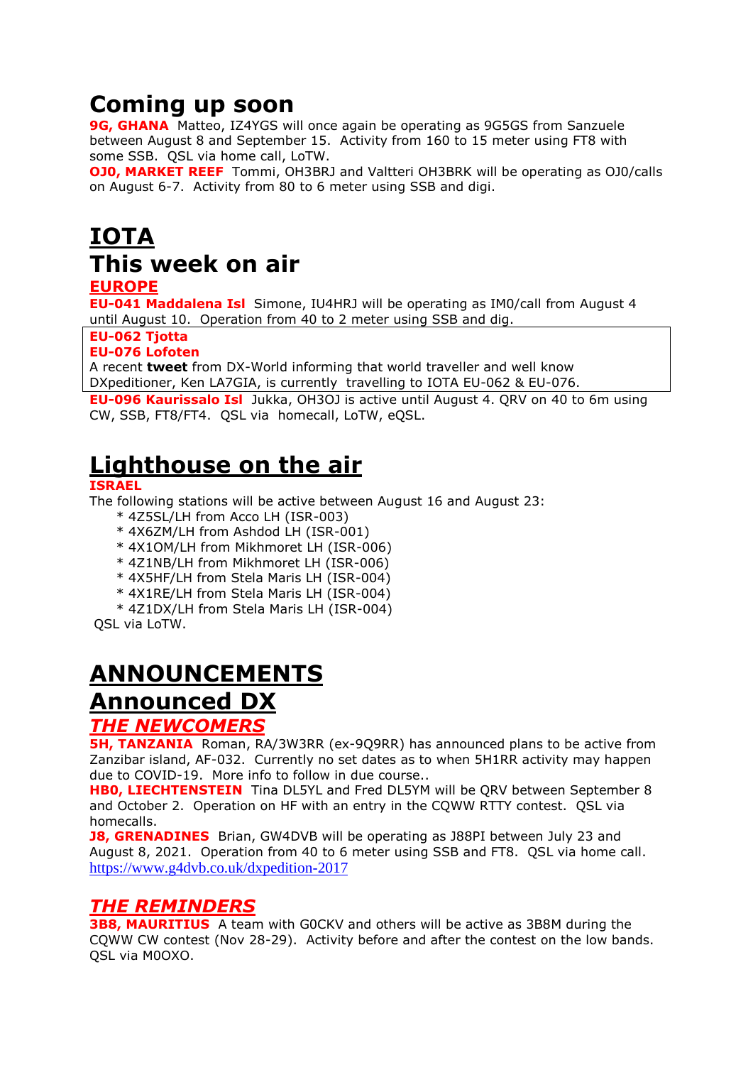# Coming up soon

**9G, GHANA** Matteo, IZ4YGS will once again be operating as 9G5GS from Sanzuele between August 8 and September 15. Activity from 160 to 15 meter using FT8 with some SSB. QSL via home call, LoTW.

**OJ0, MARKET REEF** Tommi, OH3BRJ and Valtteri OH3BRK will be operating as OJ0/calls on August 6-7. Activity from 80 to 6 meter using SSB and digi.

# IOTA

# This week on air

## EUROPE

**EU-041 Maddalena Isl** Simone, IU4HRJ will be operating as IM0/call from August 4 until August 10. Operation from 40 to 2 meter using SSB and dig.

**EU-062 Tjotta**
**EU-076 Lofoten**
A recent **tweet** from DX-World informing that world traveller and well know DXpeditioner, Ken LA7GIA, is currently travelling to IOTA EU-062 & EU-076.

**EU-096 Kaurissalo Isl** Jukka, OH3OJ is active until August 4. QRV on 40 to 6m using CW, SSB, FT8/FT4. QSL via homecall, LoTW, eQSL.

# Lighthouse on the air

**ISRAEL**

The following stations will be active between August 16 and August 23:

* 4Z5SL/LH from Acco LH (ISR-003)
* 4X6ZM/LH from Ashdod LH (ISR-001)
* 4X1OM/LH from Mikhmoret LH (ISR-006)
* 4Z1NB/LH from Mikhmoret LH (ISR-006)
* 4X5HF/LH from Stela Maris LH (ISR-004)
* 4X1RE/LH from Stela Maris LH (ISR-004)
* 4Z1DX/LH from Stela Maris LH (ISR-004)

QSL via LoTW.

# ANNOUNCEMENTS

# Announced DX

## *THE NEWCOMERS*

**5H, TANZANIA** Roman, RA/3W3RR (ex-9Q9RR) has announced plans to be active from Zanzibar island, AF-032. Currently no set dates as to when 5H1RR activity may happen due to COVID-19. More info to follow in due course..

**HB0, LIECHTENSTEIN** Tina DL5YL and Fred DL5YM will be QRV between September 8 and October 2. Operation on HF with an entry in the CQWW RTTY contest. QSL via homecalls.

**J8, GRENADINES** Brian, GW4DVB will be operating as J88PI between July 23 and August 8, 2021. Operation from 40 to 6 meter using SSB and FT8. QSL via home call.
https://www.g4dvb.co.uk/dxpedition-2017

## *THE REMINDERS*

**3B8, MAURITIUS** A team with G0CKV and others will be active as 3B8M during the CQWW CW contest (Nov 28-29). Activity before and after the contest on the low bands. QSL via M0OXO.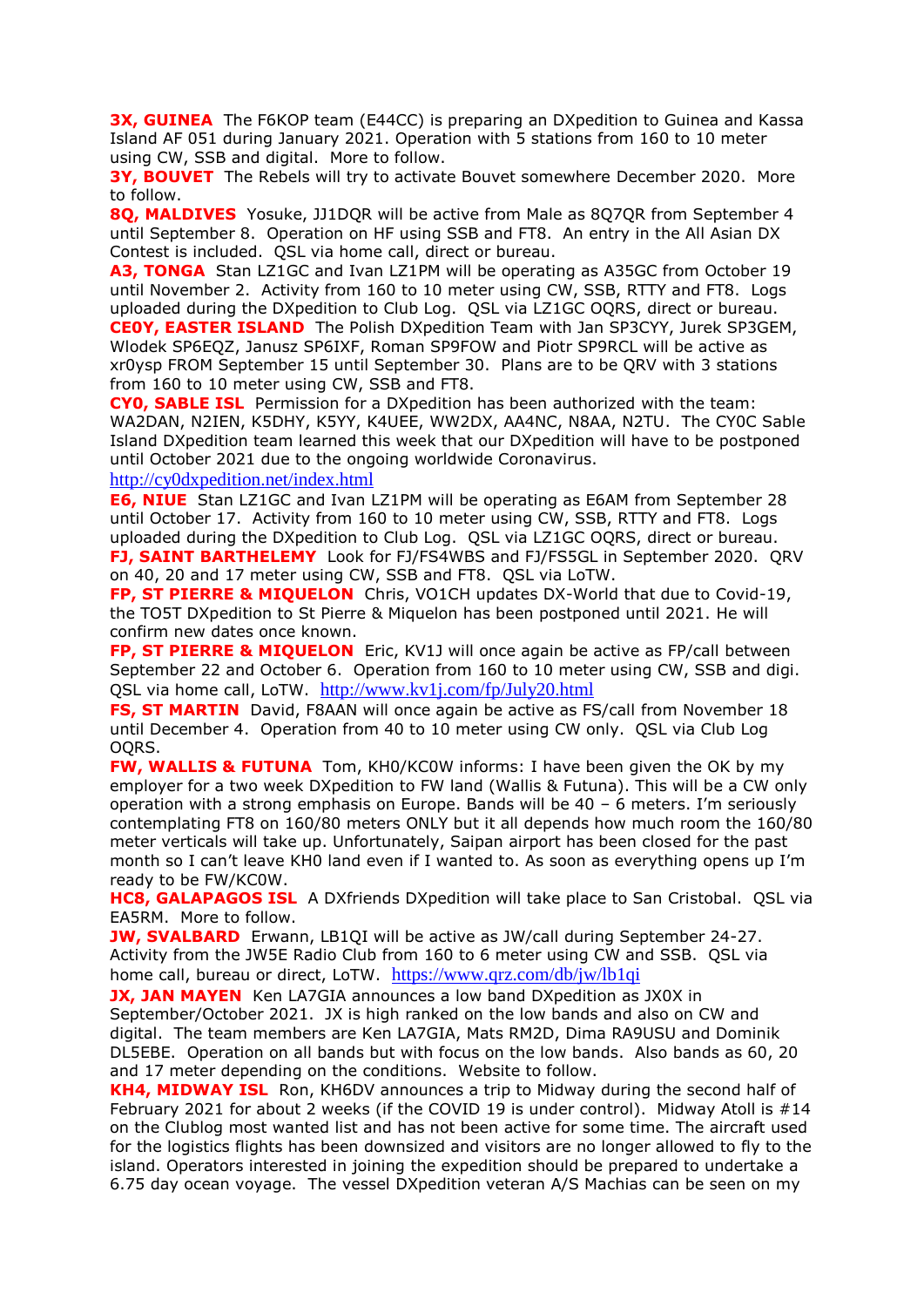**3X, GUINEA** The F6KOP team (E44CC) is preparing an DXpedition to Guinea and Kassa Island AF 051 during January 2021. Operation with 5 stations from 160 to 10 meter using CW, SSB and digital. More to follow.

**3Y, BOUVET** The Rebels will try to activate Bouvet somewhere December 2020. More to follow.

**8Q, MALDIVES** Yosuke, JJ1DQR will be active from Male as 8Q7QR from September 4 until September 8. Operation on HF using SSB and FT8. An entry in the All Asian DX Contest is included. QSL via home call, direct or bureau.

**A3, TONGA** Stan LZ1GC and Ivan LZ1PM will be operating as A35GC from October 19 until November 2. Activity from 160 to 10 meter using CW, SSB, RTTY and FT8. Logs uploaded during the DXpedition to Club Log. QSL via LZ1GC OQRS, direct or bureau.

**CE0Y, EASTER ISLAND** The Polish DXpedition Team with Jan SP3CYY, Jurek SP3GEM, Wlodek SP6EQZ, Janusz SP6IXF, Roman SP9FOW and Piotr SP9RCL will be active as xr0ysp FROM September 15 until September 30. Plans are to be QRV with 3 stations from 160 to 10 meter using CW, SSB and FT8.

**CY0, SABLE ISL** Permission for a DXpedition has been authorized with the team: WA2DAN, N2IEN, K5DHY, K5YY, K4UEE, WW2DX, AA4NC, N8AA, N2TU. The CY0C Sable Island DXpedition team learned this week that our DXpedition will have to be postponed until October 2021 due to the ongoing worldwide Coronavirus.
http://cy0dxpedition.net/index.html

**E6, NIUE** Stan LZ1GC and Ivan LZ1PM will be operating as E6AM from September 28 until October 17. Activity from 160 to 10 meter using CW, SSB, RTTY and FT8. Logs uploaded during the DXpedition to Club Log. QSL via LZ1GC OQRS, direct or bureau.

**FJ, SAINT BARTHELEMY** Look for FJ/FS4WBS and FJ/FS5GL in September 2020. QRV on 40, 20 and 17 meter using CW, SSB and FT8. QSL via LoTW.

**FP, ST PIERRE & MIQUELON** Chris, VO1CH updates DX-World that due to Covid-19, the TO5T DXpedition to St Pierre & Miquelon has been postponed until 2021. He will confirm new dates once known.

**FP, ST PIERRE & MIQUELON** Eric, KV1J will once again be active as FP/call between September 22 and October 6. Operation from 160 to 10 meter using CW, SSB and digi. QSL via home call, LoTW. http://www.kv1j.com/fp/July20.html

**FS, ST MARTIN** David, F8AAN will once again be active as FS/call from November 18 until December 4. Operation from 40 to 10 meter using CW only. QSL via Club Log OQRS.

**FW, WALLIS & FUTUNA** Tom, KH0/KC0W informs: I have been given the OK by my employer for a two week DXpedition to FW land (Wallis & Futuna). This will be a CW only operation with a strong emphasis on Europe. Bands will be 40 – 6 meters. I'm seriously contemplating FT8 on 160/80 meters ONLY but it all depends how much room the 160/80 meter verticals will take up. Unfortunately, Saipan airport has been closed for the past month so I can't leave KH0 land even if I wanted to. As soon as everything opens up I'm ready to be FW/KC0W.

**HC8, GALAPAGOS ISL** A DXfriends DXpedition will take place to San Cristobal. QSL via EA5RM. More to follow.

**JW, SVALBARD** Erwann, LB1QI will be active as JW/call during September 24-27. Activity from the JW5E Radio Club from 160 to 6 meter using CW and SSB. QSL via home call, bureau or direct, LoTW. https://www.qrz.com/db/jw/lb1qi

**JX, JAN MAYEN** Ken LA7GIA announces a low band DXpedition as JX0X in September/October 2021. JX is high ranked on the low bands and also on CW and digital. The team members are Ken LA7GIA, Mats RM2D, Dima RA9USU and Dominik DL5EBE. Operation on all bands but with focus on the low bands. Also bands as 60, 20 and 17 meter depending on the conditions. Website to follow.

**KH4, MIDWAY ISL** Ron, KH6DV announces a trip to Midway during the second half of February 2021 for about 2 weeks (if the COVID 19 is under control). Midway Atoll is #14 on the Clublog most wanted list and has not been active for some time. The aircraft used for the logistics flights has been downsized and visitors are no longer allowed to fly to the island. Operators interested in joining the expedition should be prepared to undertake a 6.75 day ocean voyage. The vessel DXpedition veteran A/S Machias can be seen on my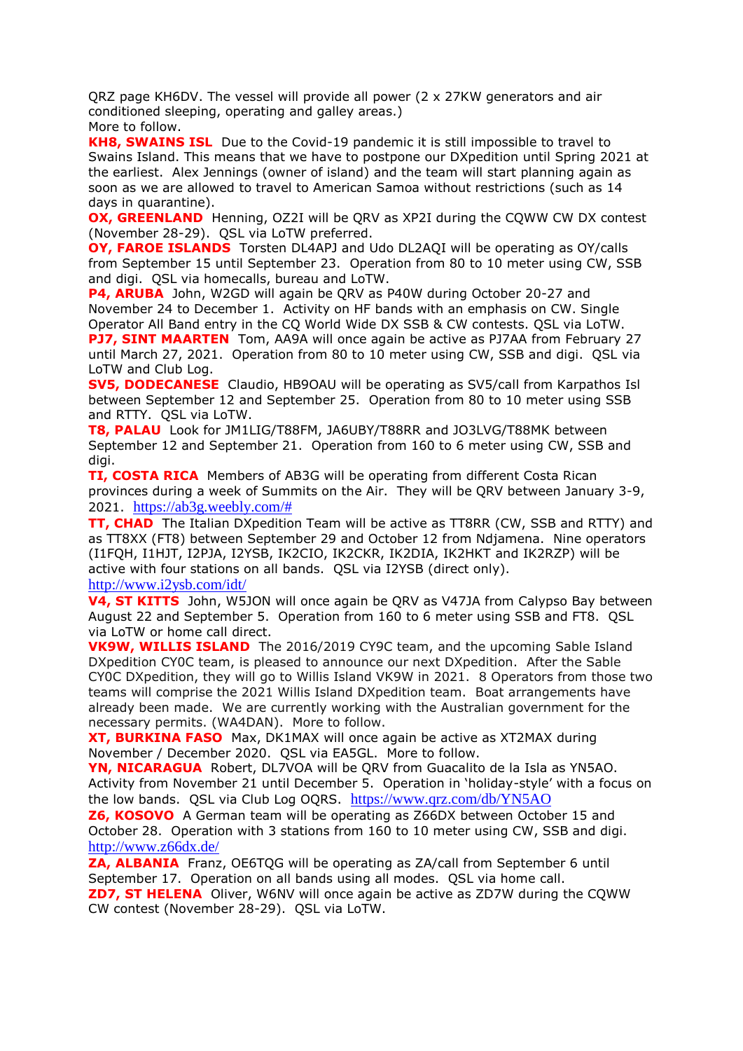QRZ page KH6DV. The vessel will provide all power (2 x 27KW generators and air conditioned sleeping, operating and galley areas.)
More to follow.

**KH8, SWAINS ISL** Due to the Covid-19 pandemic it is still impossible to travel to Swains Island. This means that we have to postpone our DXpedition until Spring 2021 at the earliest. Alex Jennings (owner of island) and the team will start planning again as soon as we are allowed to travel to American Samoa without restrictions (such as 14 days in quarantine).

**OX, GREENLAND** Henning, OZ2I will be QRV as XP2I during the CQWW CW DX contest (November 28-29). QSL via LoTW preferred.

**OY, FAROE ISLANDS** Torsten DL4APJ and Udo DL2AQI will be operating as OY/calls from September 15 until September 23. Operation from 80 to 10 meter using CW, SSB and digi. QSL via homecalls, bureau and LoTW.

**P4, ARUBA** John, W2GD will again be QRV as P40W during October 20-27 and November 24 to December 1. Activity on HF bands with an emphasis on CW. Single Operator All Band entry in the CQ World Wide DX SSB & CW contests. QSL via LoTW.

**PJ7, SINT MAARTEN** Tom, AA9A will once again be active as PJ7AA from February 27 until March 27, 2021. Operation from 80 to 10 meter using CW, SSB and digi. QSL via LoTW and Club Log.

**SV5, DODECANESE** Claudio, HB9OAU will be operating as SV5/call from Karpathos Isl between September 12 and September 25. Operation from 80 to 10 meter using SSB and RTTY. QSL via LoTW.

**T8, PALAU** Look for JM1LIG/T88FM, JA6UBY/T88RR and JO3LVG/T88MK between September 12 and September 21. Operation from 160 to 6 meter using CW, SSB and digi.

**TI, COSTA RICA** Members of AB3G will be operating from different Costa Rican provinces during a week of Summits on the Air. They will be QRV between January 3-9, 2021. https://ab3g.weebly.com/#

**TT, CHAD** The Italian DXpedition Team will be active as TT8RR (CW, SSB and RTTY) and as TT8XX (FT8) between September 29 and October 12 from Ndjamena. Nine operators (I1FQH, I1HJT, I2PJA, I2YSB, IK2CIO, IK2CKR, IK2DIA, IK2HKT and IK2RZP) will be active with four stations on all bands. QSL via I2YSB (direct only).
http://www.i2ysb.com/idt/

**V4, ST KITTS** John, W5JON will once again be QRV as V47JA from Calypso Bay between August 22 and September 5. Operation from 160 to 6 meter using SSB and FT8. QSL via LoTW or home call direct.

**VK9W, WILLIS ISLAND** The 2016/2019 CY9C team, and the upcoming Sable Island DXpedition CY0C team, is pleased to announce our next DXpedition. After the Sable CY0C DXpedition, they will go to Willis Island VK9W in 2021. 8 Operators from those two teams will comprise the 2021 Willis Island DXpedition team. Boat arrangements have already been made. We are currently working with the Australian government for the necessary permits. (WA4DAN). More to follow.

**XT, BURKINA FASO** Max, DK1MAX will once again be active as XT2MAX during November / December 2020. QSL via EA5GL. More to follow.

**YN, NICARAGUA** Robert, DL7VOA will be QRV from Gualcalito de la Isla as YN5AO. Activity from November 21 until December 5. Operation in 'holiday-style' with a focus on the low bands. QSL via Club Log OQRS. https://www.qrz.com/db/YN5AO

**Z6, KOSOVO** A German team will be operating as Z66DX between October 15 and October 28. Operation with 3 stations from 160 to 10 meter using CW, SSB and digi.
http://www.z66dx.de/

**ZA, ALBANIA** Franz, OE6TQG will be operating as ZA/call from September 6 until September 17. Operation on all bands using all modes. QSL via home call.

**ZD7, ST HELENA** Oliver, W6NV will once again be active as ZD7W during the CQWW CW contest (November 28-29). QSL via LoTW.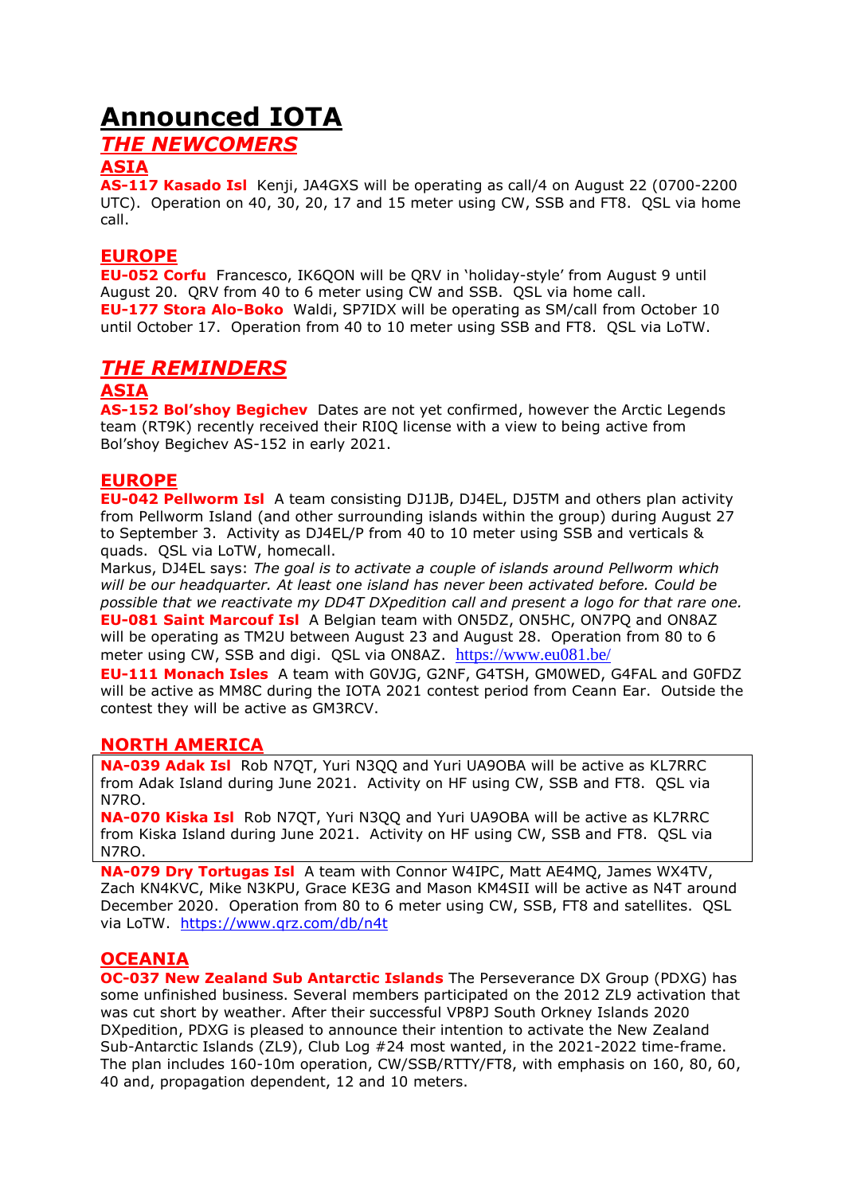# Announced IOTA

## *THE NEWCOMERS*

### ASIA

**AS-117 Kasado Isl** Kenji, JA4GXS will be operating as call/4 on August 22 (0700-2200 UTC). Operation on 40, 30, 20, 17 and 15 meter using CW, SSB and FT8. QSL via home call.

### EUROPE

**EU-052 Corfu** Francesco, IK6QON will be QRV in 'holiday-style' from August 9 until August 20. QRV from 40 to 6 meter using CW and SSB. QSL via home call.
**EU-177 Stora Alo-Boko** Waldi, SP7IDX will be operating as SM/call from October 10 until October 17. Operation from 40 to 10 meter using SSB and FT8. QSL via LoTW.

## *THE REMINDERS*

### ASIA

**AS-152 Bol'shoy Begichev** Dates are not yet confirmed, however the Arctic Legends team (RT9K) recently received their RI0Q license with a view to being active from Bol'shoy Begichev AS-152 in early 2021.

### EUROPE

**EU-042 Pellworm Isl** A team consisting DJ1JB, DJ4EL, DJ5TM and others plan activity from Pellworm Island (and other surrounding islands within the group) during August 27 to September 3. Activity as DJ4EL/P from 40 to 10 meter using SSB and verticals & quads. QSL via LoTW, homecall.
Markus, DJ4EL says: *The goal is to activate a couple of islands around Pellworm which will be our headquarter. At least one island has never been activated before. Could be possible that we reactivate my DD4T DXpedition call and present a logo for that rare one.*
**EU-081 Saint Marcouf Isl** A Belgian team with ON5DZ, ON5HC, ON7PQ and ON8AZ will be operating as TM2U between August 23 and August 28. Operation from 80 to 6 meter using CW, SSB and digi. QSL via ON8AZ. https://www.eu081.be/
**EU-111 Monach Isles** A team with G0VJG, G2NF, G4TSH, GM0WED, G4FAL and G0FDZ will be active as MM8C during the IOTA 2021 contest period from Ceann Ear. Outside the contest they will be active as GM3RCV.

### NORTH AMERICA

**NA-039 Adak Isl** Rob N7QT, Yuri N3QQ and Yuri UA9OBA will be active as KL7RRC from Adak Island during June 2021. Activity on HF using CW, SSB and FT8. QSL via N7RO.
**NA-070 Kiska Isl** Rob N7QT, Yuri N3QQ and Yuri UA9OBA will be active as KL7RRC from Kiska Island during June 2021. Activity on HF using CW, SSB and FT8. QSL via N7RO.
**NA-079 Dry Tortugas Isl** A team with Connor W4IPC, Matt AE4MQ, James WX4TV, Zach KN4KVC, Mike N3KPU, Grace KE3G and Mason KM4SII will be active as N4T around December 2020. Operation from 80 to 6 meter using CW, SSB, FT8 and satellites. QSL via LoTW. https://www.qrz.com/db/n4t

### OCEANIA

**OC-037 New Zealand Sub Antarctic Islands** The Perseverance DX Group (PDXG) has some unfinished business. Several members participated on the 2012 ZL9 activation that was cut short by weather. After their successful VP8PJ South Orkney Islands 2020 DXpedition, PDXG is pleased to announce their intention to activate the New Zealand Sub-Antarctic Islands (ZL9), Club Log #24 most wanted, in the 2021-2022 time-frame. The plan includes 160-10m operation, CW/SSB/RTTY/FT8, with emphasis on 160, 80, 60, 40 and, propagation dependent, 12 and 10 meters.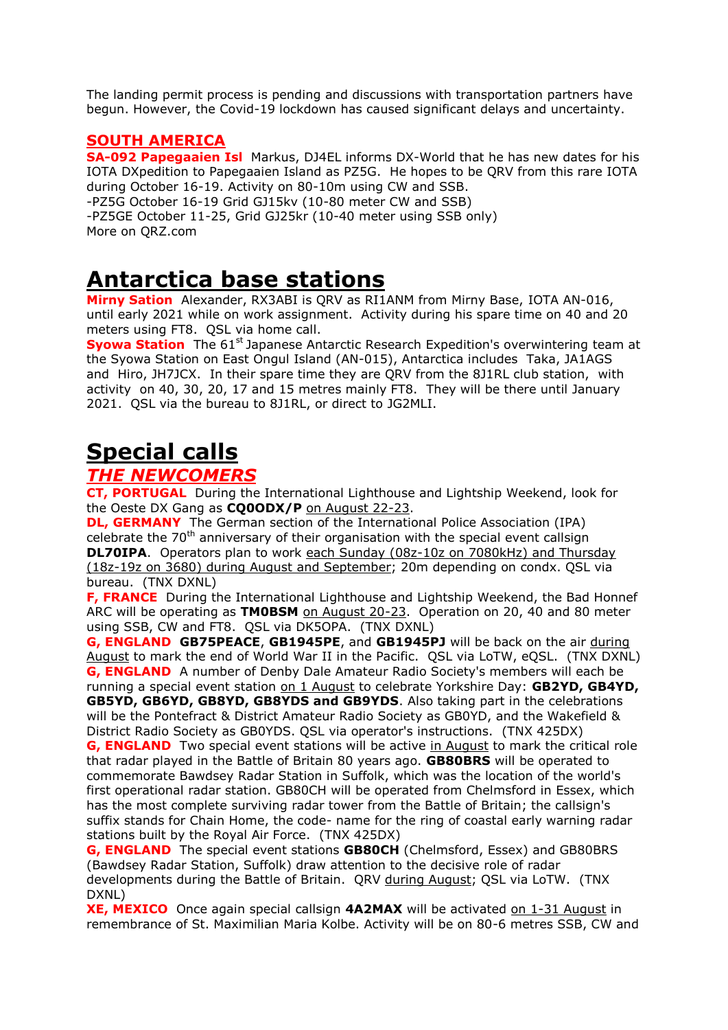The landing permit process is pending and discussions with transportation partners have begun. However, the Covid-19 lockdown has caused significant delays and uncertainty.

### SOUTH AMERICA

**SA-092 Papegaaien Isl** Markus, DJ4EL informs DX-World that he has new dates for his IOTA DXpedition to Papegaaien Island as PZ5G. He hopes to be QRV from this rare IOTA during October 16-19. Activity on 80-10m using CW and SSB.
-PZ5G October 16-19 Grid GJ15kv (10-80 meter CW and SSB)
-PZ5GE October 11-25, Grid GJ25kr (10-40 meter using SSB only)
More on QRZ.com

# Antarctica base stations

**Mirny Sation** Alexander, RX3ABI is QRV as RI1ANM from Mirny Base, IOTA AN-016, until early 2021 while on work assignment. Activity during his spare time on 40 and 20 meters using FT8. QSL via home call.
**Syowa Station** The 61st Japanese Antarctic Research Expedition's overwintering team at the Syowa Station on East Ongul Island (AN-015), Antarctica includes Taka, JA1AGS and Hiro, JH7JCX. In their spare time they are QRV from the 8J1RL club station, with activity on 40, 30, 20, 17 and 15 metres mainly FT8. They will be there until January 2021. QSL via the bureau to 8J1RL, or direct to JG2MLI.

# Special calls

## *THE NEWCOMERS*

**CT, PORTUGAL** During the International Lighthouse and Lightship Weekend, look for the Oeste DX Gang as **CQ0ODX/P** on August 22-23.
**DL, GERMANY** The German section of the International Police Association (IPA) celebrate the 70th anniversary of their organisation with the special event callsign **DL70IPA**. Operators plan to work each Sunday (08z-10z on 7080kHz) and Thursday (18z-19z on 3680) during August and September; 20m depending on condx. QSL via bureau. (TNX DXNL)
**F, FRANCE** During the International Lighthouse and Lightship Weekend, the Bad Honnef ARC will be operating as **TM0BSM** on August 20-23. Operation on 20, 40 and 80 meter using SSB, CW and FT8. QSL via DK5OPA. (TNX DXNL)
**G, ENGLAND** **GB75PEACE**, **GB1945PE**, and **GB1945PJ** will be back on the air during August to mark the end of World War II in the Pacific. QSL via LoTW, eQSL. (TNX DXNL)
**G, ENGLAND** A number of Denby Dale Amateur Radio Society's members will each be running a special event station on 1 August to celebrate Yorkshire Day: **GB2YD, GB4YD, GB5YD, GB6YD, GB8YD, GB8YDS and GB9YDS**. Also taking part in the celebrations will be the Pontefract & District Amateur Radio Society as GB0YD, and the Wakefield & District Radio Society as GB0YDS. QSL via operator's instructions. (TNX 425DX)
**G, ENGLAND** Two special event stations will be active in August to mark the critical role that radar played in the Battle of Britain 80 years ago. **GB80BRS** will be operated to commemorate Bawdsey Radar Station in Suffolk, which was the location of the world's first operational radar station. GB80CH will be operated from Chelmsford in Essex, which has the most complete surviving radar tower from the Battle of Britain; the callsign's suffix stands for Chain Home, the code- name for the ring of coastal early warning radar stations built by the Royal Air Force. (TNX 425DX)
**G, ENGLAND** The special event stations **GB80CH** (Chelmsford, Essex) and GB80BRS (Bawdsey Radar Station, Suffolk) draw attention to the decisive role of radar developments during the Battle of Britain. QRV during August; QSL via LoTW. (TNX DXNL)
**XE, MEXICO** Once again special callsign **4A2MAX** will be activated on 1-31 August in remembrance of St. Maximilian Maria Kolbe. Activity will be on 80-6 metres SSB, CW and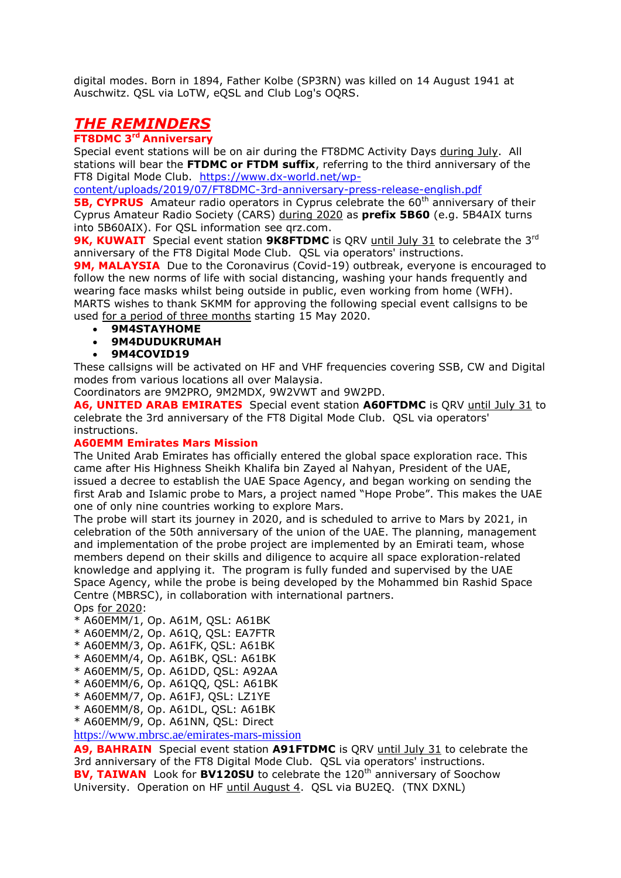digital modes. Born in 1894, Father Kolbe (SP3RN) was killed on 14 August 1941 at Auschwitz. QSL via LoTW, eQSL and Club Log's OQRS.

## *THE REMINDERS*

### FT8DMC 3rd Anniversary

Special event stations will be on air during the FT8DMC Activity Days during July. All stations will bear the **FTDMC or FTDM suffix**, referring to the third anniversary of the FT8 Digital Mode Club. https://www.dx-world.net/wp-content/uploads/2019/07/FT8DMC-3rd-anniversary-press-release-english.pdf

**5B, CYPRUS** Amateur radio operators in Cyprus celebrate the 60th anniversary of their Cyprus Amateur Radio Society (CARS) during 2020 as **prefix 5B60** (e.g. 5B4AIX turns into 5B60AIX). For QSL information see qrz.com.

**9K, KUWAIT** Special event station **9K8FTDMC** is QRV until July 31 to celebrate the 3rd anniversary of the FT8 Digital Mode Club. QSL via operators' instructions.

**9M, MALAYSIA** Due to the Coronavirus (Covid-19) outbreak, everyone is encouraged to follow the new norms of life with social distancing, washing your hands frequently and wearing face masks whilst being outside in public, even working from home (WFH). MARTS wishes to thank SKMM for approving the following special event callsigns to be used for a period of three months starting 15 May 2020.

- **9M4STAYHOME**
- **9M4DUDUKRUMAH**
- **9M4COVID19**

These callsigns will be activated on HF and VHF frequencies covering SSB, CW and Digital modes from various locations all over Malaysia.
Coordinators are 9M2PRO, 9M2MDX, 9W2VWT and 9W2PD.

**A6, UNITED ARAB EMIRATES** Special event station **A60FTDMC** is QRV until July 31 to celebrate the 3rd anniversary of the FT8 Digital Mode Club. QSL via operators' instructions.

**A60EMM Emirates Mars Mission**

The United Arab Emirates has officially entered the global space exploration race. This came after His Highness Sheikh Khalifa bin Zayed al Nahyan, President of the UAE, issued a decree to establish the UAE Space Agency, and began working on sending the first Arab and Islamic probe to Mars, a project named "Hope Probe". This makes the UAE one of only nine countries working to explore Mars.
The probe will start its journey in 2020, and is scheduled to arrive to Mars by 2021, in celebration of the 50th anniversary of the union of the UAE. The planning, management and implementation of the probe project are implemented by an Emirati team, whose members depend on their skills and diligence to acquire all space exploration-related knowledge and applying it. The program is fully funded and supervised by the UAE Space Agency, while the probe is being developed by the Mohammed bin Rashid Space Centre (MBRSC), in collaboration with international partners.
Ops for 2020:

- A60EMM/1, Op. A61M, QSL: A61BK
- A60EMM/2, Op. A61Q, QSL: EA7FTR
- A60EMM/3, Op. A61FK, QSL: A61BK
- A60EMM/4, Op. A61BK, QSL: A61BK
- A60EMM/5, Op. A61DD, QSL: A92AA
- A60EMM/6, Op. A61QQ, QSL: A61BK
- A60EMM/7, Op. A61FJ, QSL: LZ1YE
- A60EMM/8, Op. A61DL, QSL: A61BK
- A60EMM/9, Op. A61NN, QSL: Direct

https://www.mbrsc.ae/emirates-mars-mission

**A9, BAHRAIN** Special event station **A91FTDMC** is QRV until July 31 to celebrate the 3rd anniversary of the FT8 Digital Mode Club. QSL via operators' instructions.

**BV, TAIWAN** Look for **BV120SU** to celebrate the 120th anniversary of Soochow University. Operation on HF until August 4. QSL via BU2EQ. (TNX DXNL)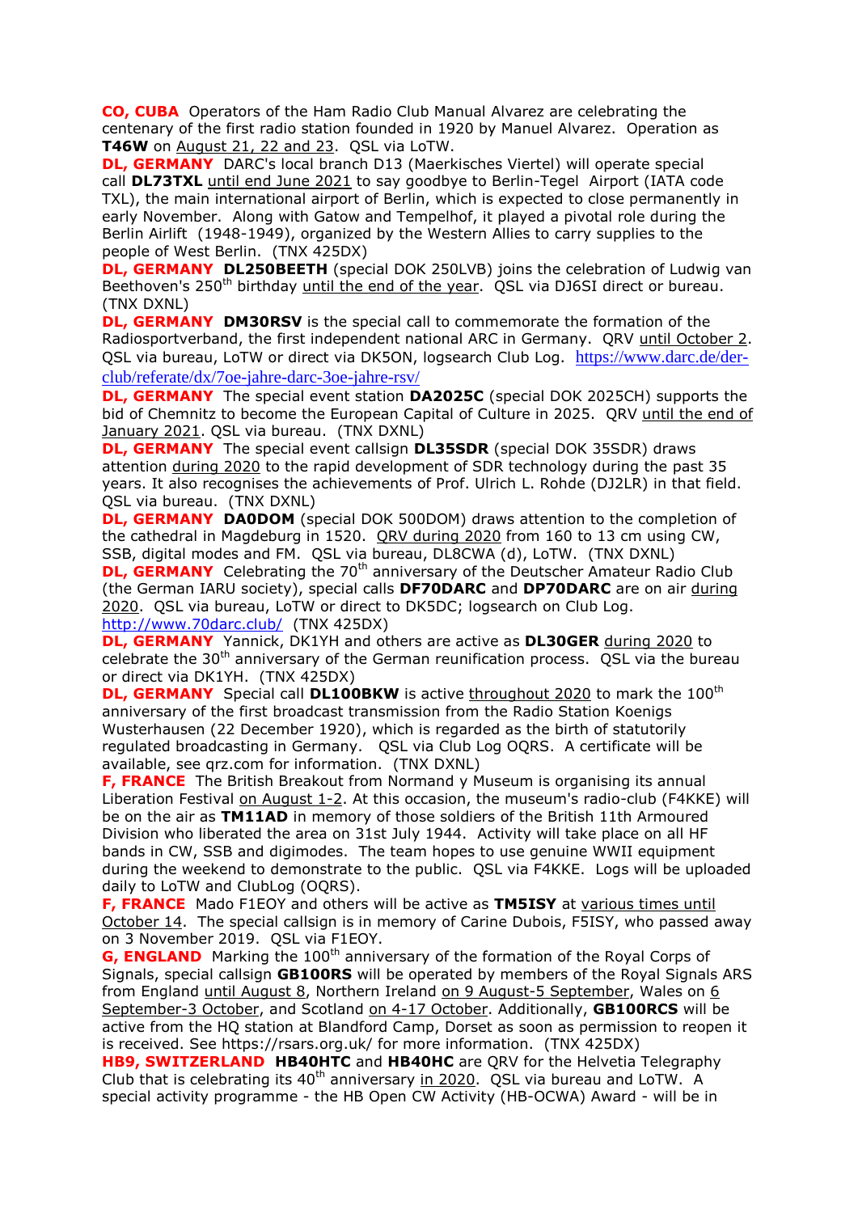**CO, CUBA** Operators of the Ham Radio Club Manual Alvarez are celebrating the centenary of the first radio station founded in 1920 by Manuel Alvarez. Operation as **T46W** on August 21, 22 and 23. QSL via LoTW.

**DL, GERMANY** DARC's local branch D13 (Maerkisches Viertel) will operate special call **DL73TXL** until end June 2021 to say goodbye to Berlin-Tegel Airport (IATA code TXL), the main international airport of Berlin, which is expected to close permanently in early November. Along with Gatow and Tempelhof, it played a pivotal role during the Berlin Airlift (1948-1949), organized by the Western Allies to carry supplies to the people of West Berlin. (TNX 425DX)

**DL, GERMANY** **DL250BEETH** (special DOK 250LVB) joins the celebration of Ludwig van Beethoven's 250th birthday until the end of the year. QSL via DJ6SI direct or bureau. (TNX DXNL)

**DL, GERMANY** **DM30RSV** is the special call to commemorate the formation of the Radiosportverband, the first independent national ARC in Germany. QRV until October 2. QSL via bureau, LoTW or direct via DK5ON, logsearch Club Log. https://www.darc.de/der-club/referate/dx/7oe-jahre-darc-3oe-jahre-rsv/

**DL, GERMANY** The special event station **DA2025C** (special DOK 2025CH) supports the bid of Chemnitz to become the European Capital of Culture in 2025. QRV until the end of January 2021. QSL via bureau. (TNX DXNL)

**DL, GERMANY** The special event callsign **DL35SDR** (special DOK 35SDR) draws attention during 2020 to the rapid development of SDR technology during the past 35 years. It also recognises the achievements of Prof. Ulrich L. Rohde (DJ2LR) in that field. QSL via bureau. (TNX DXNL)

**DL, GERMANY** **DA0DOM** (special DOK 500DOM) draws attention to the completion of the cathedral in Magdeburg in 1520. QRV during 2020 from 160 to 13 cm using CW, SSB, digital modes and FM. QSL via bureau, DL8CWA (d), LoTW. (TNX DXNL)

**DL, GERMANY** Celebrating the 70th anniversary of the Deutscher Amateur Radio Club (the German IARU society), special calls **DF70DARC** and **DP70DARC** are on air during 2020. QSL via bureau, LoTW or direct to DK5DC; logsearch on Club Log. http://www.70darc.club/ (TNX 425DX)

**DL, GERMANY** Yannick, DK1YH and others are active as **DL30GER** during 2020 to celebrate the 30th anniversary of the German reunification process. QSL via the bureau or direct via DK1YH. (TNX 425DX)

**DL, GERMANY** Special call **DL100BKW** is active throughout 2020 to mark the 100th anniversary of the first broadcast transmission from the Radio Station Koenigs Wusterhausen (22 December 1920), which is regarded as the birth of statutorily regulated broadcasting in Germany. QSL via Club Log OQRS. A certificate will be available, see qrz.com for information. (TNX DXNL)

**F, FRANCE** The British Breakout from Normand y Museum is organising its annual Liberation Festival on August 1-2. At this occasion, the museum's radio-club (F4KKE) will be on the air as **TM11AD** in memory of those soldiers of the British 11th Armoured Division who liberated the area on 31st July 1944. Activity will take place on all HF bands in CW, SSB and digimodes. The team hopes to use genuine WWII equipment during the weekend to demonstrate to the public. QSL via F4KKE. Logs will be uploaded daily to LoTW and ClubLog (OQRS).

**F, FRANCE** Mado F1EOY and others will be active as **TM5ISY** at various times until October 14. The special callsign is in memory of Carine Dubois, F5ISY, who passed away on 3 November 2019. QSL via F1EOY.

**G, ENGLAND** Marking the 100th anniversary of the formation of the Royal Corps of Signals, special callsign **GB100RS** will be operated by members of the Royal Signals ARS from England until August 8, Northern Ireland on 9 August-5 September, Wales on 6 September-3 October, and Scotland on 4-17 October. Additionally, **GB100RCS** will be active from the HQ station at Blandford Camp, Dorset as soon as permission to reopen it is received. See https://rsars.org.uk/ for more information. (TNX 425DX)

**HB9, SWITZERLAND** **HB40HTC** and **HB40HC** are QRV for the Helvetia Telegraphy Club that is celebrating its 40th anniversary in 2020. QSL via bureau and LoTW. A special activity programme - the HB Open CW Activity (HB-OCWA) Award - will be in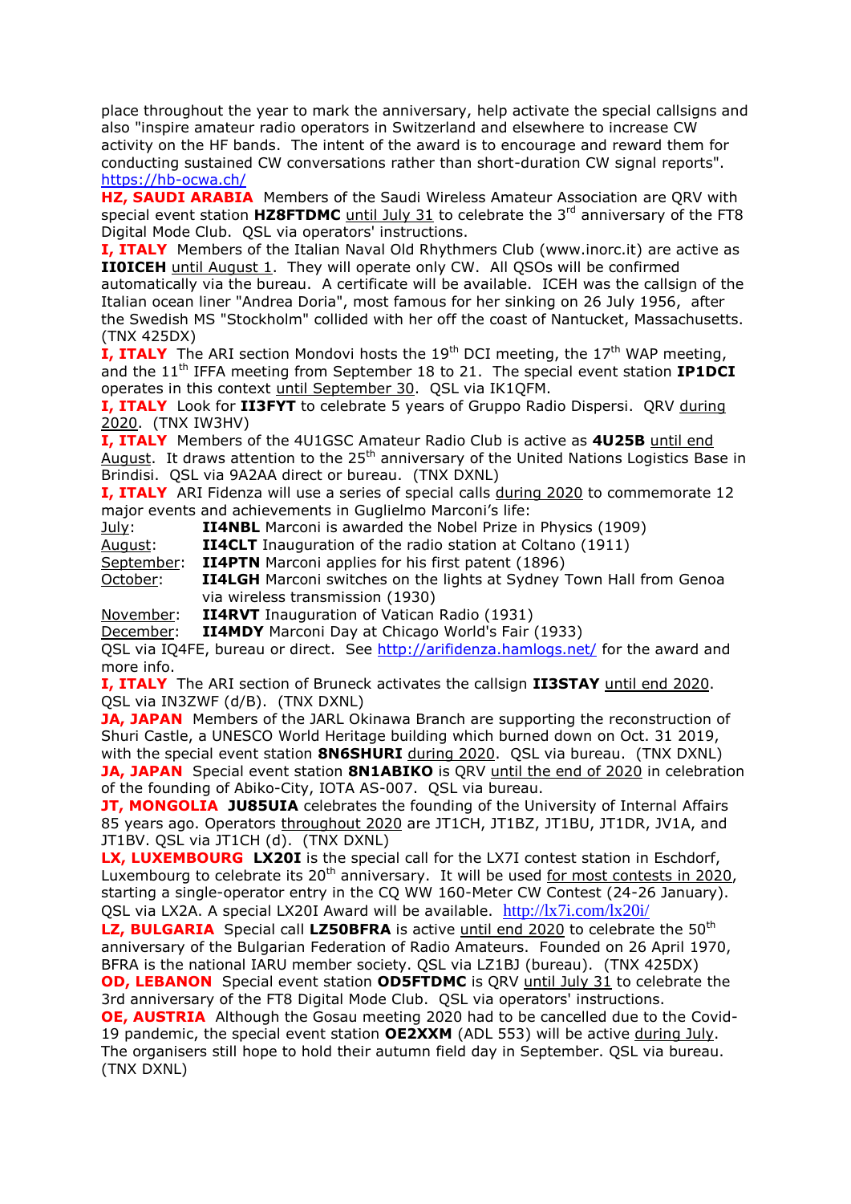place throughout the year to mark the anniversary, help activate the special callsigns and also "inspire amateur radio operators in Switzerland and elsewhere to increase CW activity on the HF bands. The intent of the award is to encourage and reward them for conducting sustained CW conversations rather than short-duration CW signal reports". https://hb-ocwa.ch/

**HZ, SAUDI ARABIA** Members of the Saudi Wireless Amateur Association are QRV with special event station **HZ8FTDMC** until July 31 to celebrate the 3rd anniversary of the FT8 Digital Mode Club. QSL via operators' instructions.

**I, ITALY** Members of the Italian Naval Old Rhythmers Club (www.inorc.it) are active as **II0ICEH** until August 1. They will operate only CW. All QSOs will be confirmed automatically via the bureau. A certificate will be available. ICEH was the callsign of the Italian ocean liner "Andrea Doria", most famous for her sinking on 26 July 1956, after the Swedish MS "Stockholm" collided with her off the coast of Nantucket, Massachusetts. (TNX 425DX)

**I, ITALY** The ARI section Mondovi hosts the 19th DCI meeting, the 17th WAP meeting, and the 11th IFFA meeting from September 18 to 21. The special event station **IP1DCI** operates in this context until September 30. QSL via IK1QFM.

**I, ITALY** Look for **II3FYT** to celebrate 5 years of Gruppo Radio Dispersi. QRV during 2020. (TNX IW3HV)

**I, ITALY** Members of the 4U1GSC Amateur Radio Club is active as **4U25B** until end August. It draws attention to the 25th anniversary of the United Nations Logistics Base in Brindisi. QSL via 9A2AA direct or bureau. (TNX DXNL)

**I, ITALY** ARI Fidenza will use a series of special calls during 2020 to commemorate 12 major events and achievements in Guglielmo Marconi's life:

July: **II4NBL** Marconi is awarded the Nobel Prize in Physics (1909)
August: **II4CLT** Inauguration of the radio station at Coltano (1911)
September: **II4PTN** Marconi applies for his first patent (1896)
October: **II4LGH** Marconi switches on the lights at Sydney Town Hall from Genoa via wireless transmission (1930)
November: **II4RVT** Inauguration of Vatican Radio (1931)
December: **II4MDY** Marconi Day at Chicago World's Fair (1933)

QSL via IQ4FE, bureau or direct. See http://arifidenza.hamlogs.net/ for the award and more info.

**I, ITALY** The ARI section of Bruneck activates the callsign **II3STAY** until end 2020. QSL via IN3ZWF (d/B). (TNX DXNL)

**JA, JAPAN** Members of the JARL Okinawa Branch are supporting the reconstruction of Shuri Castle, a UNESCO World Heritage building which burned down on Oct. 31 2019, with the special event station **8N6SHURI** during 2020. QSL via bureau. (TNX DXNL)

**JA, JAPAN** Special event station **8N1ABIKO** is QRV until the end of 2020 in celebration of the founding of Abiko-City, IOTA AS-007. QSL via bureau.

**JT, MONGOLIA** **JU85UIA** celebrates the founding of the University of Internal Affairs 85 years ago. Operators throughout 2020 are JT1CH, JT1BZ, JT1BU, JT1DR, JV1A, and JT1BV. QSL via JT1CH (d). (TNX DXNL)

**LX, LUXEMBOURG** **LX20I** is the special call for the LX7I contest station in Eschdorf, Luxembourg to celebrate its 20th anniversary. It will be used for most contests in 2020, starting a single-operator entry in the CQ WW 160-Meter CW Contest (24-26 January). QSL via LX2A. A special LX20I Award will be available. http://lx7i.com/lx20i/

**LZ, BULGARIA** Special call **LZ50BFRA** is active until end 2020 to celebrate the 50th anniversary of the Bulgarian Federation of Radio Amateurs. Founded on 26 April 1970, BFRA is the national IARU member society. QSL via LZ1BJ (bureau). (TNX 425DX)

**OD, LEBANON** Special event station **OD5FTDMC** is QRV until July 31 to celebrate the 3rd anniversary of the FT8 Digital Mode Club. QSL via operators' instructions.

**OE, AUSTRIA** Although the Gosau meeting 2020 had to be cancelled due to the Covid-19 pandemic, the special event station **OE2XXM** (ADL 553) will be active during July. The organisers still hope to hold their autumn field day in September. QSL via bureau. (TNX DXNL)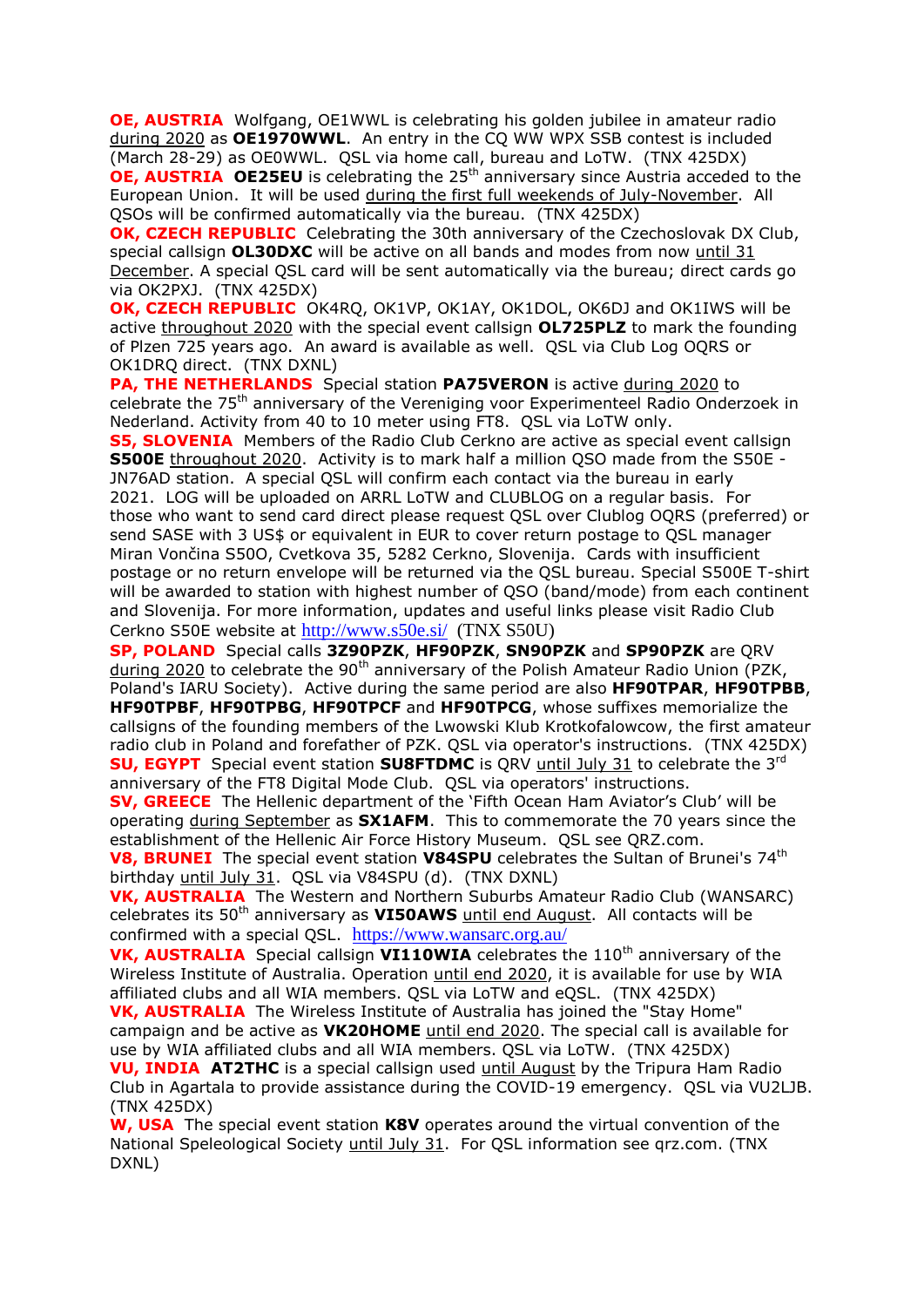**OE, AUSTRIA** Wolfgang, OE1WWL is celebrating his golden jubilee in amateur radio during 2020 as **OE1970WWL**. An entry in the CQ WW WPX SSB contest is included (March 28-29) as OE0WWL. QSL via home call, bureau and LoTW. (TNX 425DX)

**OE, AUSTRIA** **OE25EU** is celebrating the 25th anniversary since Austria acceded to the European Union. It will be used during the first full weekends of July-November. All QSOs will be confirmed automatically via the bureau. (TNX 425DX)

**OK, CZECH REPUBLIC** Celebrating the 30th anniversary of the Czechoslovak DX Club, special callsign **OL30DXC** will be active on all bands and modes from now until 31 December. A special QSL card will be sent automatically via the bureau; direct cards go via OK2PXJ. (TNX 425DX)

**OK, CZECH REPUBLIC** OK4RQ, OK1VP, OK1AY, OK1DOL, OK6DJ and OK1IWS will be active throughout 2020 with the special event callsign **OL725PLZ** to mark the founding of Plzen 725 years ago. An award is available as well. QSL via Club Log OQRS or OK1DRQ direct. (TNX DXNL)

**PA, THE NETHERLANDS** Special station **PA75VERON** is active during 2020 to celebrate the 75th anniversary of the Vereniging voor Experimenteel Radio Onderzoek in Nederland. Activity from 40 to 10 meter using FT8. QSL via LoTW only.

**S5, SLOVENIA** Members of the Radio Club Cerkno are active as special event callsign **S500E** throughout 2020. Activity is to mark half a million QSO made from the S50E - JN76AD station. A special QSL will confirm each contact via the bureau in early 2021. LOG will be uploaded on ARRL LoTW and CLUBLOG on a regular basis. For those who want to send card direct please request QSL over Clublog OQRS (preferred) or send SASE with 3 US$ or equivalent in EUR to cover return postage to QSL manager Miran Vončina S50O, Cvetkova 35, 5282 Cerkno, Slovenija. Cards with insufficient postage or no return envelope will be returned via the QSL bureau. Special S500E T-shirt will be awarded to station with highest number of QSO (band/mode) from each continent and Slovenija. For more information, updates and useful links please visit Radio Club Cerkno S50E website at http://www.s50e.si/ (TNX S50U)

**SP, POLAND** Special calls **3Z90PZK**, **HF90PZK**, **SN90PZK** and **SP90PZK** are QRV during 2020 to celebrate the 90th anniversary of the Polish Amateur Radio Union (PZK, Poland's IARU Society). Active during the same period are also **HF90TPAR**, **HF90TPBB**, **HF90TPBF**, **HF90TPBG**, **HF90TPCF** and **HF90TPCG**, whose suffixes memorialize the callsigns of the founding members of the Lwowski Klub Krotkofalowcow, the first amateur radio club in Poland and forefather of PZK. QSL via operator's instructions. (TNX 425DX)

**SU, EGYPT** Special event station **SU8FTDMC** is QRV until July 31 to celebrate the 3rd anniversary of the FT8 Digital Mode Club. QSL via operators' instructions.

**SV, GREECE** The Hellenic department of the 'Fifth Ocean Ham Aviator's Club' will be operating during September as **SX1AFM**. This to commemorate the 70 years since the establishment of the Hellenic Air Force History Museum. QSL see QRZ.com.

**V8, BRUNEI** The special event station **V84SPU** celebrates the Sultan of Brunei's 74th birthday until July 31. QSL via V84SPU (d). (TNX DXNL)

**VK, AUSTRALIA** The Western and Northern Suburbs Amateur Radio Club (WANSARC) celebrates its 50th anniversary as **VI50AWS** until end August. All contacts will be confirmed with a special QSL. https://www.wansarc.org.au/

**VK, AUSTRALIA** Special callsign **VI110WIA** celebrates the 110th anniversary of the Wireless Institute of Australia. Operation until end 2020, it is available for use by WIA affiliated clubs and all WIA members. QSL via LoTW and eQSL. (TNX 425DX)

**VK, AUSTRALIA** The Wireless Institute of Australia has joined the "Stay Home" campaign and be active as **VK20HOME** until end 2020. The special call is available for use by WIA affiliated clubs and all WIA members. QSL via LoTW. (TNX 425DX)

**VU, INDIA** **AT2THC** is a special callsign used until August by the Tripura Ham Radio Club in Agartala to provide assistance during the COVID-19 emergency. QSL via VU2LJB. (TNX 425DX)

**W, USA** The special event station **K8V** operates around the virtual convention of the National Speleological Society until July 31. For QSL information see qrz.com. (TNX DXNL)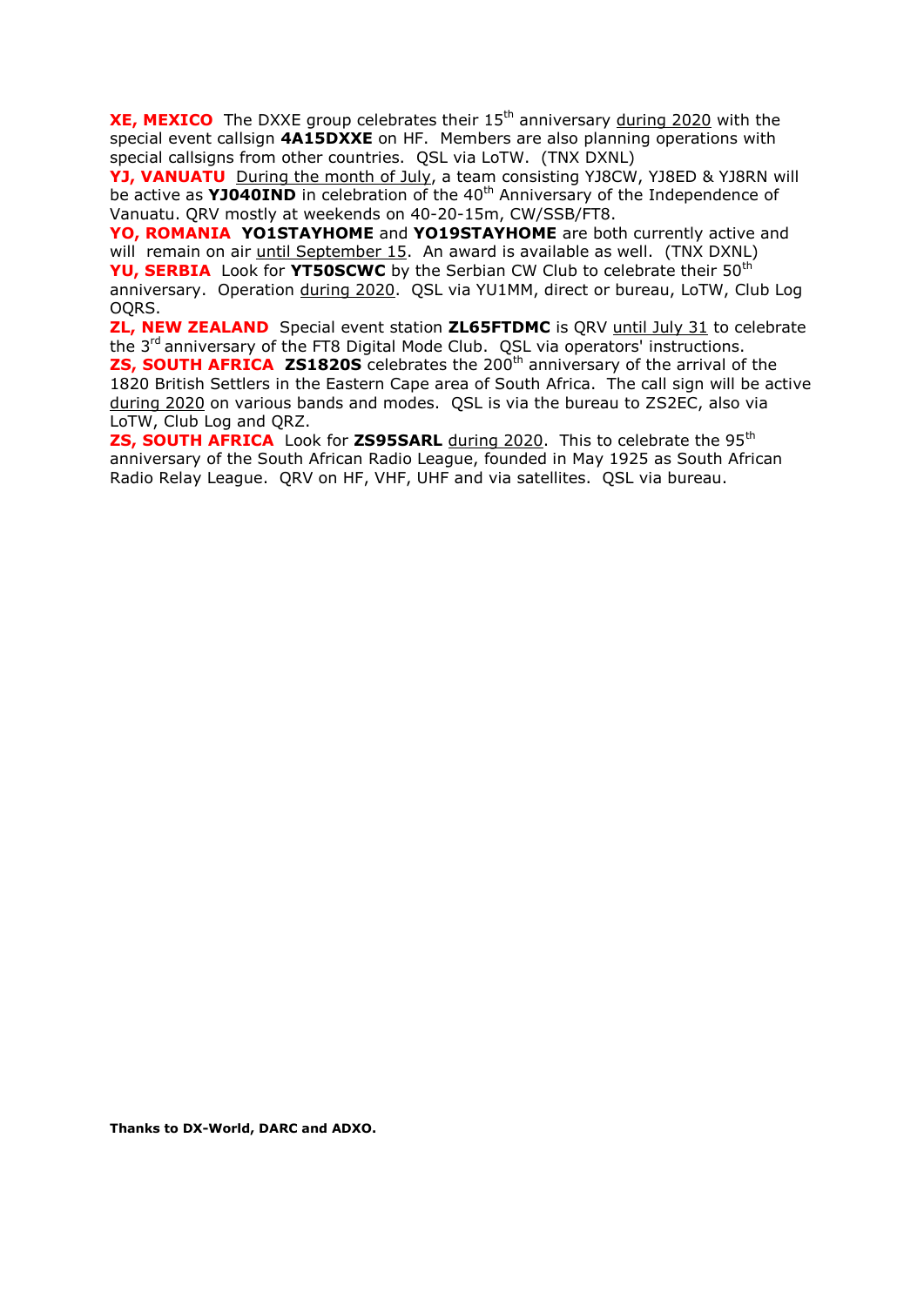**XE, MEXICO** The DXXE group celebrates their 15th anniversary during 2020 with the special event callsign **4A15DXXE** on HF. Members are also planning operations with special callsigns from other countries. QSL via LoTW. (TNX DXNL)

**YJ, VANUATU** During the month of July, a team consisting YJ8CW, YJ8ED & YJ8RN will be active as **YJ040IND** in celebration of the 40th Anniversary of the Independence of Vanuatu. QRV mostly at weekends on 40-20-15m, CW/SSB/FT8.

**YO, ROMANIA** **YO1STAYHOME** and **YO19STAYHOME** are both currently active and will remain on air until September 15. An award is available as well. (TNX DXNL)

**YU, SERBIA** Look for **YT50SCWC** by the Serbian CW Club to celebrate their 50th anniversary. Operation during 2020. QSL via YU1MM, direct or bureau, LoTW, Club Log OQRS.

**ZL, NEW ZEALAND** Special event station **ZL65FTDMC** is QRV until July 31 to celebrate the 3rd anniversary of the FT8 Digital Mode Club. QSL via operators' instructions.

**ZS, SOUTH AFRICA** **ZS1820S** celebrates the 200th anniversary of the arrival of the 1820 British Settlers in the Eastern Cape area of South Africa. The call sign will be active during 2020 on various bands and modes. QSL is via the bureau to ZS2EC, also via LoTW, Club Log and QRZ.

**ZS, SOUTH AFRICA** Look for **ZS95SARL** during 2020. This to celebrate the 95th anniversary of the South African Radio League, founded in May 1925 as South African Radio Relay League. QRV on HF, VHF, UHF and via satellites. QSL via bureau.

**Thanks to DX-World, DARC and ADXO.**